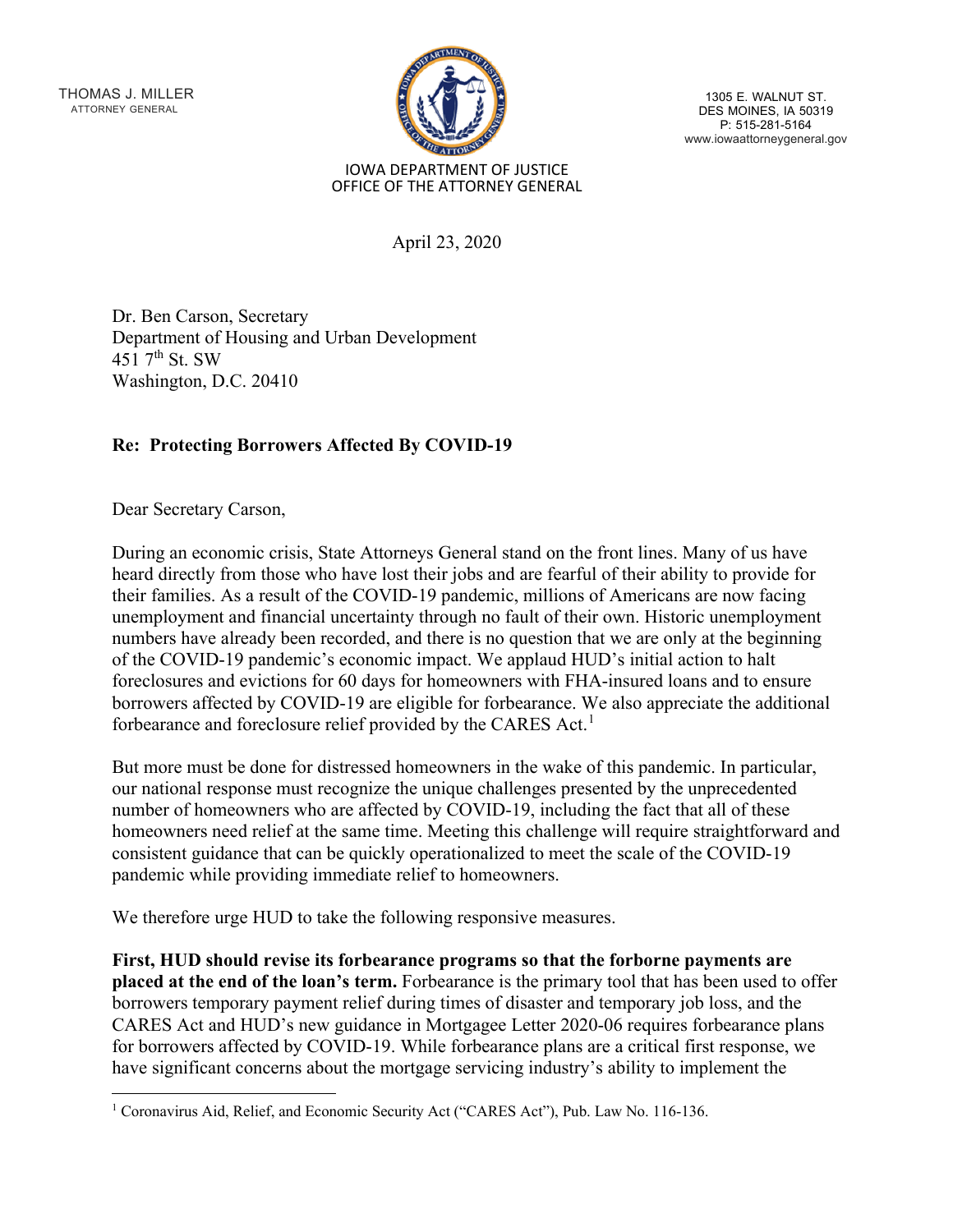THOMAS J. MILLER
ATTORNEY GENERAL

1305 E. WALNUT ST.
DES MOINES, IA 50319
P: 515-281-5164
www.iowaattorneygeneral.gov

IOWA DEPARTMENT OF JUSTICE
OFFICE OF THE ATTORNEY GENERAL

April 23, 2020

Dr. Ben Carson, Secretary
Department of Housing and Urban Development
451 7th St. SW
Washington, D.C. 20410

**Re: Protecting Borrowers Affected By COVID-19**

Dear Secretary Carson,

During an economic crisis, State Attorneys General stand on the front lines. Many of us have heard directly from those who have lost their jobs and are fearful of their ability to provide for their families. As a result of the COVID-19 pandemic, millions of Americans are now facing unemployment and financial uncertainty through no fault of their own. Historic unemployment numbers have already been recorded, and there is no question that we are only at the beginning of the COVID-19 pandemic's economic impact. We applaud HUD's initial action to halt foreclosures and evictions for 60 days for homeowners with FHA-insured loans and to ensure borrowers affected by COVID-19 are eligible for forbearance. We also appreciate the additional forbearance and foreclosure relief provided by the CARES Act.[1]

But more must be done for distressed homeowners in the wake of this pandemic. In particular, our national response must recognize the unique challenges presented by the unprecedented number of homeowners who are affected by COVID-19, including the fact that all of these homeowners need relief at the same time. Meeting this challenge will require straightforward and consistent guidance that can be quickly operationalized to meet the scale of the COVID-19 pandemic while providing immediate relief to homeowners.

We therefore urge HUD to take the following responsive measures.

**First, HUD should revise its forbearance programs so that the forborne payments are placed at the end of the loan's term.** Forbearance is the primary tool that has been used to offer borrowers temporary payment relief during times of disaster and temporary job loss, and the CARES Act and HUD's new guidance in Mortgagee Letter 2020-06 requires forbearance plans for borrowers affected by COVID-19. While forbearance plans are a critical first response, we have significant concerns about the mortgage servicing industry's ability to implement the

[1] Coronavirus Aid, Relief, and Economic Security Act ("CARES Act"), Pub. Law No. 116-136.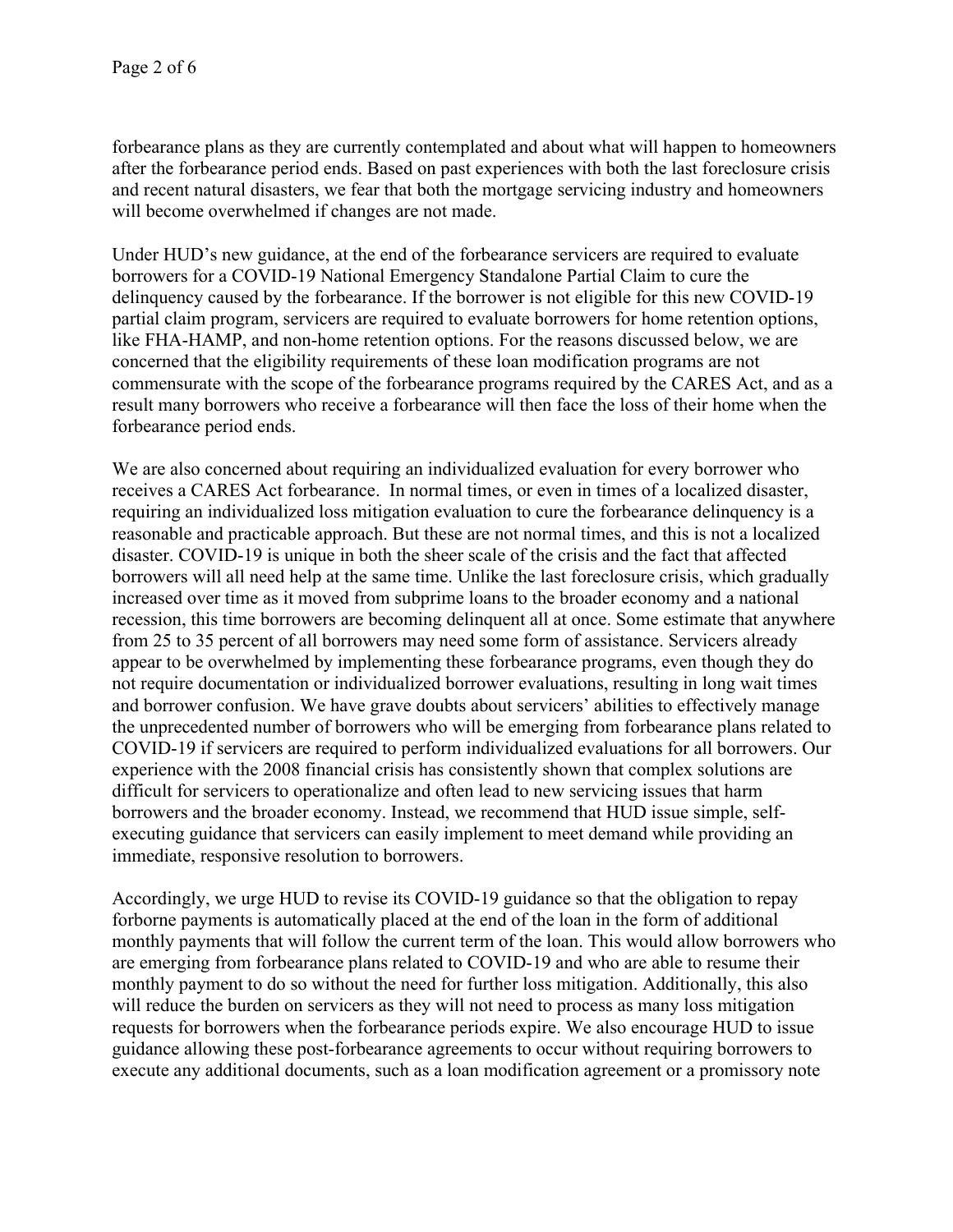forbearance plans as they are currently contemplated and about what will happen to homeowners after the forbearance period ends. Based on past experiences with both the last foreclosure crisis and recent natural disasters, we fear that both the mortgage servicing industry and homeowners will become overwhelmed if changes are not made.

Under HUD's new guidance, at the end of the forbearance servicers are required to evaluate borrowers for a COVID-19 National Emergency Standalone Partial Claim to cure the delinquency caused by the forbearance. If the borrower is not eligible for this new COVID-19 partial claim program, servicers are required to evaluate borrowers for home retention options, like FHA-HAMP, and non-home retention options. For the reasons discussed below, we are concerned that the eligibility requirements of these loan modification programs are not commensurate with the scope of the forbearance programs required by the CARES Act, and as a result many borrowers who receive a forbearance will then face the loss of their home when the forbearance period ends.

We are also concerned about requiring an individualized evaluation for every borrower who receives a CARES Act forbearance. In normal times, or even in times of a localized disaster, requiring an individualized loss mitigation evaluation to cure the forbearance delinquency is a reasonable and practicable approach. But these are not normal times, and this is not a localized disaster. COVID-19 is unique in both the sheer scale of the crisis and the fact that affected borrowers will all need help at the same time. Unlike the last foreclosure crisis, which gradually increased over time as it moved from subprime loans to the broader economy and a national recession, this time borrowers are becoming delinquent all at once. Some estimate that anywhere from 25 to 35 percent of all borrowers may need some form of assistance. Servicers already appear to be overwhelmed by implementing these forbearance programs, even though they do not require documentation or individualized borrower evaluations, resulting in long wait times and borrower confusion. We have grave doubts about servicers' abilities to effectively manage the unprecedented number of borrowers who will be emerging from forbearance plans related to COVID-19 if servicers are required to perform individualized evaluations for all borrowers. Our experience with the 2008 financial crisis has consistently shown that complex solutions are difficult for servicers to operationalize and often lead to new servicing issues that harm borrowers and the broader economy. Instead, we recommend that HUD issue simple, self-executing guidance that servicers can easily implement to meet demand while providing an immediate, responsive resolution to borrowers.

Accordingly, we urge HUD to revise its COVID-19 guidance so that the obligation to repay forborne payments is automatically placed at the end of the loan in the form of additional monthly payments that will follow the current term of the loan. This would allow borrowers who are emerging from forbearance plans related to COVID-19 and who are able to resume their monthly payment to do so without the need for further loss mitigation. Additionally, this also will reduce the burden on servicers as they will not need to process as many loss mitigation requests for borrowers when the forbearance periods expire. We also encourage HUD to issue guidance allowing these post-forbearance agreements to occur without requiring borrowers to execute any additional documents, such as a loan modification agreement or a promissory note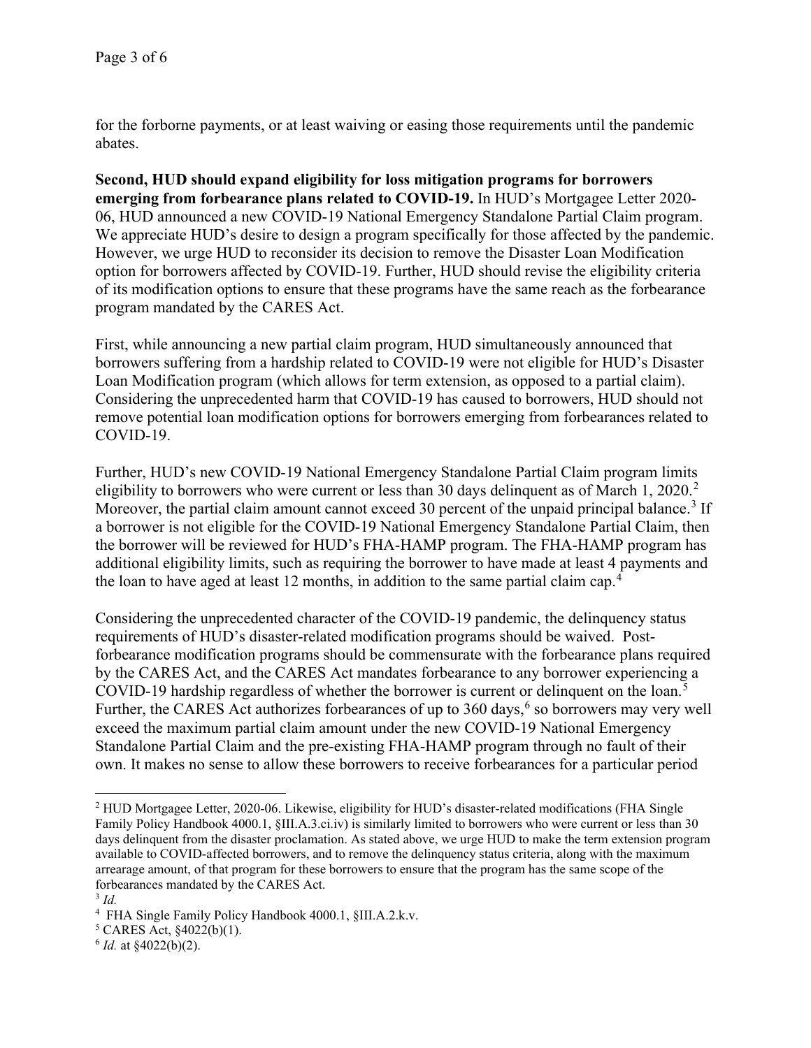for the forborne payments, or at least waiving or easing those requirements until the pandemic abates.

**Second, HUD should expand eligibility for loss mitigation programs for borrowers emerging from forbearance plans related to COVID-19.** In HUD's Mortgagee Letter 2020-06, HUD announced a new COVID-19 National Emergency Standalone Partial Claim program. We appreciate HUD's desire to design a program specifically for those affected by the pandemic. However, we urge HUD to reconsider its decision to remove the Disaster Loan Modification option for borrowers affected by COVID-19. Further, HUD should revise the eligibility criteria of its modification options to ensure that these programs have the same reach as the forbearance program mandated by the CARES Act.

First, while announcing a new partial claim program, HUD simultaneously announced that borrowers suffering from a hardship related to COVID-19 were not eligible for HUD's Disaster Loan Modification program (which allows for term extension, as opposed to a partial claim). Considering the unprecedented harm that COVID-19 has caused to borrowers, HUD should not remove potential loan modification options for borrowers emerging from forbearances related to COVID-19.

Further, HUD's new COVID-19 National Emergency Standalone Partial Claim program limits eligibility to borrowers who were current or less than 30 days delinquent as of March 1, 2020.[2] Moreover, the partial claim amount cannot exceed 30 percent of the unpaid principal balance.[3] If a borrower is not eligible for the COVID-19 National Emergency Standalone Partial Claim, then the borrower will be reviewed for HUD's FHA-HAMP program. The FHA-HAMP program has additional eligibility limits, such as requiring the borrower to have made at least 4 payments and the loan to have aged at least 12 months, in addition to the same partial claim cap.[4]

Considering the unprecedented character of the COVID-19 pandemic, the delinquency status requirements of HUD's disaster-related modification programs should be waived. Post-forbearance modification programs should be commensurate with the forbearance plans required by the CARES Act, and the CARES Act mandates forbearance to any borrower experiencing a COVID-19 hardship regardless of whether the borrower is current or delinquent on the loan.[5] Further, the CARES Act authorizes forbearances of up to 360 days,[6] so borrowers may very well exceed the maximum partial claim amount under the new COVID-19 National Emergency Standalone Partial Claim and the pre-existing FHA-HAMP program through no fault of their own. It makes no sense to allow these borrowers to receive forbearances for a particular period

---

[2] HUD Mortgagee Letter, 2020-06. Likewise, eligibility for HUD's disaster-related modifications (FHA Single Family Policy Handbook 4000.1, §III.A.3.ci.iv) is similarly limited to borrowers who were current or less than 30 days delinquent from the disaster proclamation. As stated above, we urge HUD to make the term extension program available to COVID-affected borrowers, and to remove the delinquency status criteria, along with the maximum arrearage amount, of that program for these borrowers to ensure that the program has the same scope of the forbearances mandated by the CARES Act.

[3] *Id.*

[4] FHA Single Family Policy Handbook 4000.1, §III.A.2.k.v.

[5] CARES Act, §4022(b)(1).

[6] *Id.* at §4022(b)(2).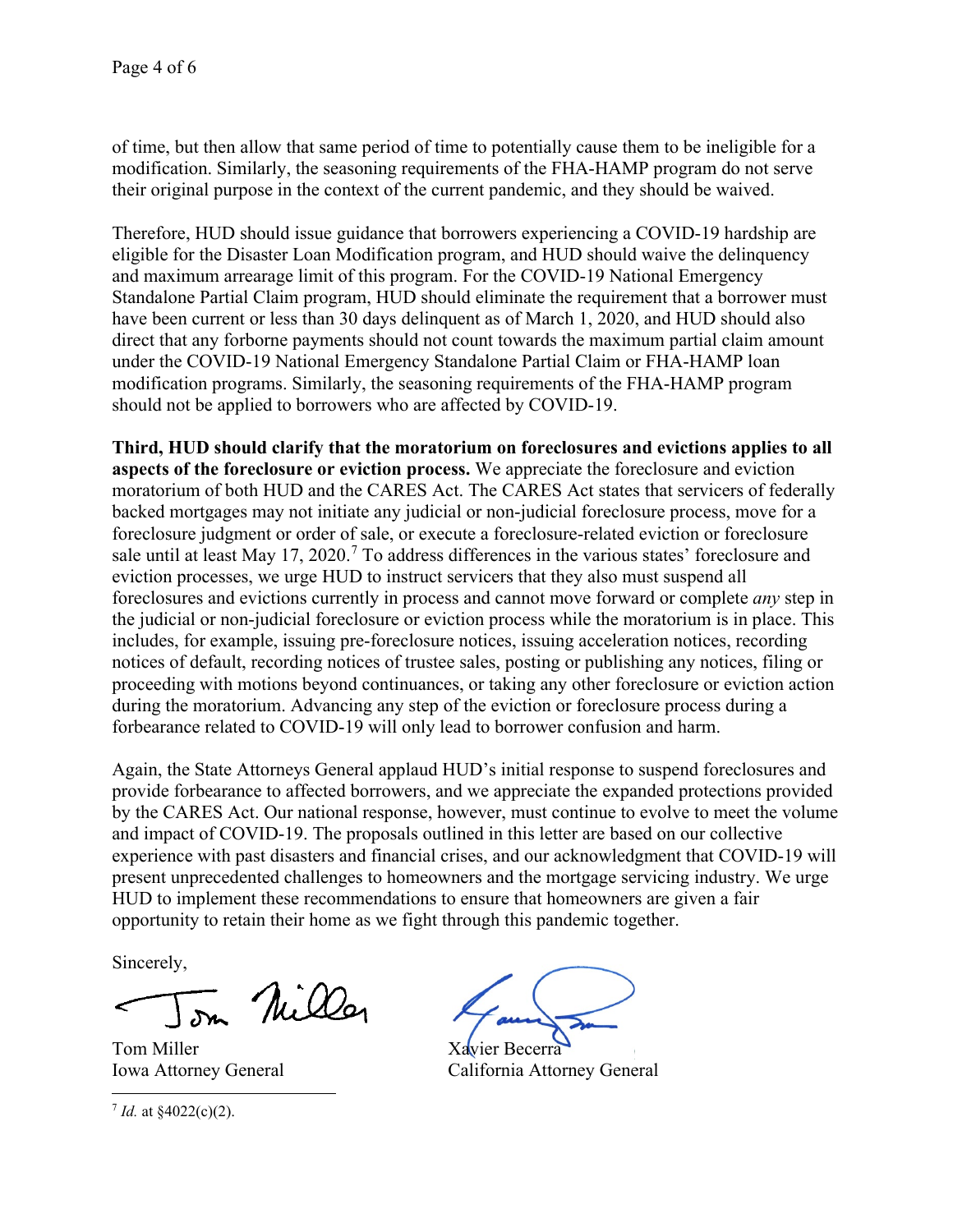of time, but then allow that same period of time to potentially cause them to be ineligible for a modification. Similarly, the seasoning requirements of the FHA-HAMP program do not serve their original purpose in the context of the current pandemic, and they should be waived.

Therefore, HUD should issue guidance that borrowers experiencing a COVID-19 hardship are eligible for the Disaster Loan Modification program, and HUD should waive the delinquency and maximum arrearage limit of this program. For the COVID-19 National Emergency Standalone Partial Claim program, HUD should eliminate the requirement that a borrower must have been current or less than 30 days delinquent as of March 1, 2020, and HUD should also direct that any forborne payments should not count towards the maximum partial claim amount under the COVID-19 National Emergency Standalone Partial Claim or FHA-HAMP loan modification programs. Similarly, the seasoning requirements of the FHA-HAMP program should not be applied to borrowers who are affected by COVID-19.

**Third, HUD should clarify that the moratorium on foreclosures and evictions applies to all aspects of the foreclosure or eviction process.** We appreciate the foreclosure and eviction moratorium of both HUD and the CARES Act. The CARES Act states that servicers of federally backed mortgages may not initiate any judicial or non-judicial foreclosure process, move for a foreclosure judgment or order of sale, or execute a foreclosure-related eviction or foreclosure sale until at least May 17, 2020.[7] To address differences in the various states' foreclosure and eviction processes, we urge HUD to instruct servicers that they also must suspend all foreclosures and evictions currently in process and cannot move forward or complete *any* step in the judicial or non-judicial foreclosure or eviction process while the moratorium is in place. This includes, for example, issuing pre-foreclosure notices, issuing acceleration notices, recording notices of default, recording notices of trustee sales, posting or publishing any notices, filing or proceeding with motions beyond continuances, or taking any other foreclosure or eviction action during the moratorium. Advancing any step of the eviction or foreclosure process during a forbearance related to COVID-19 will only lead to borrower confusion and harm.

Again, the State Attorneys General applaud HUD's initial response to suspend foreclosures and provide forbearance to affected borrowers, and we appreciate the expanded protections provided by the CARES Act. Our national response, however, must continue to evolve to meet the volume and impact of COVID-19. The proposals outlined in this letter are based on our collective experience with past disasters and financial crises, and our acknowledgment that COVID-19 will present unprecedented challenges to homeowners and the mortgage servicing industry. We urge HUD to implement these recommendations to ensure that homeowners are given a fair opportunity to retain their home as we fight through this pandemic together.

Sincerely,

Tom Miller
Iowa Attorney General

Xavier Becerra
California Attorney General

---

[7] *Id.* at §4022(c)(2).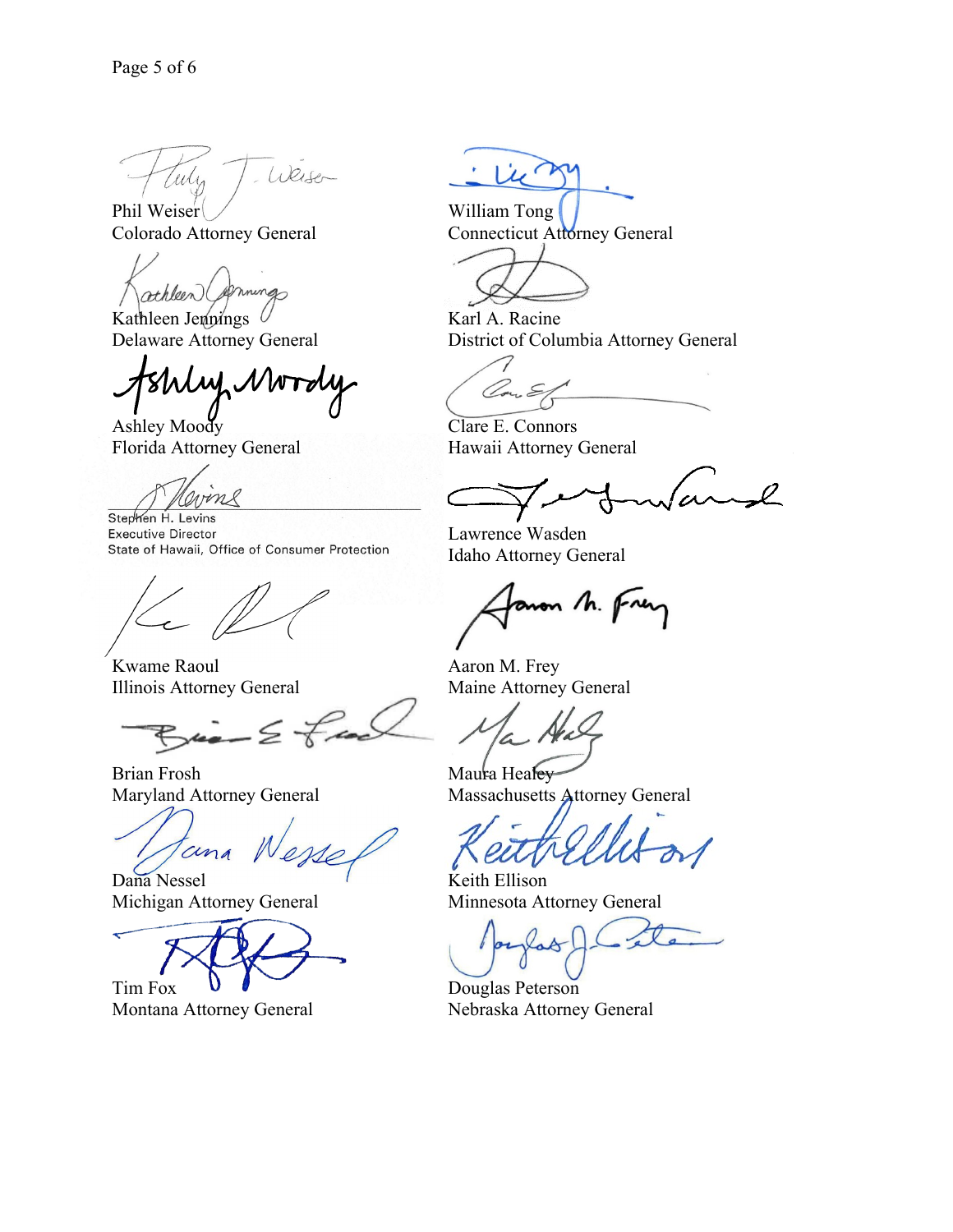Phil Weiser
Colorado Attorney General

William Tong
Connecticut Attorney General

Kathleen Jennings
Delaware Attorney General

Karl A. Racine
District of Columbia Attorney General

Ashley Moody
Florida Attorney General

Clare E. Connors
Hawaii Attorney General

Stephen H. Levins
Executive Director
State of Hawaii, Office of Consumer Protection

Lawrence Wasden
Idaho Attorney General

Kwame Raoul
Illinois Attorney General

Aaron M. Frey
Maine Attorney General

Brian Frosh
Maryland Attorney General

Maura Healey
Massachusetts Attorney General

Dana Nessel
Michigan Attorney General

Keith Ellison
Minnesota Attorney General

Tim Fox
Montana Attorney General

Douglas Peterson
Nebraska Attorney General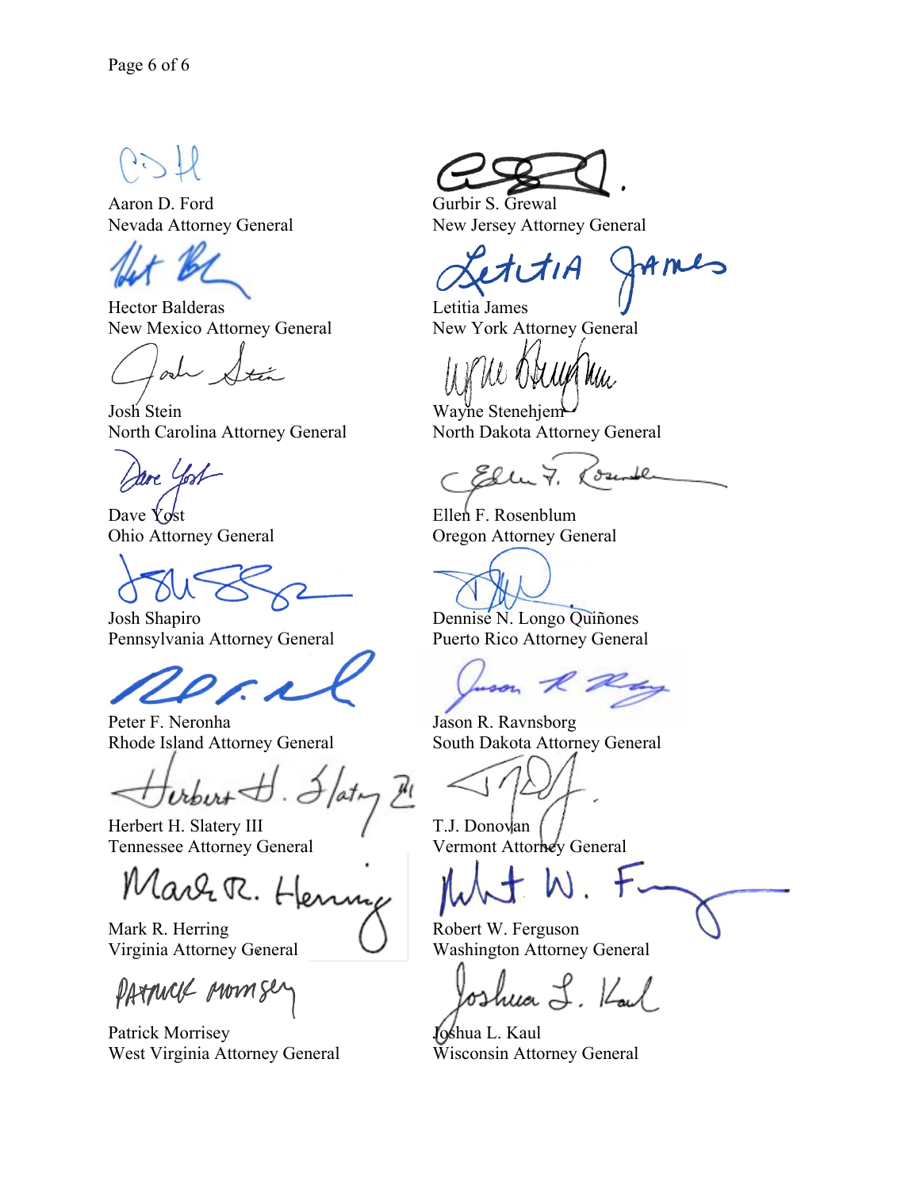Aaron D. Ford
Nevada Attorney General

Gurbir S. Grewal
New Jersey Attorney General

Hector Balderas
New Mexico Attorney General

Letitia James
New York Attorney General

Josh Stein
North Carolina Attorney General

Wayne Stenehjem
North Dakota Attorney General

Dave Yost
Ohio Attorney General

Ellen F. Rosenblum
Oregon Attorney General

Josh Shapiro
Pennsylvania Attorney General

Dennise N. Longo Quiñones
Puerto Rico Attorney General

Peter F. Neronha
Rhode Island Attorney General

Jason R. Ravnsborg
South Dakota Attorney General

Herbert H. Slatery III
Tennessee Attorney General

T.J. Donovan
Vermont Attorney General

Mark R. Herring
Virginia Attorney General

Robert W. Ferguson
Washington Attorney General

Patrick Morrisey
West Virginia Attorney General

Joshua L. Kaul
Wisconsin Attorney General